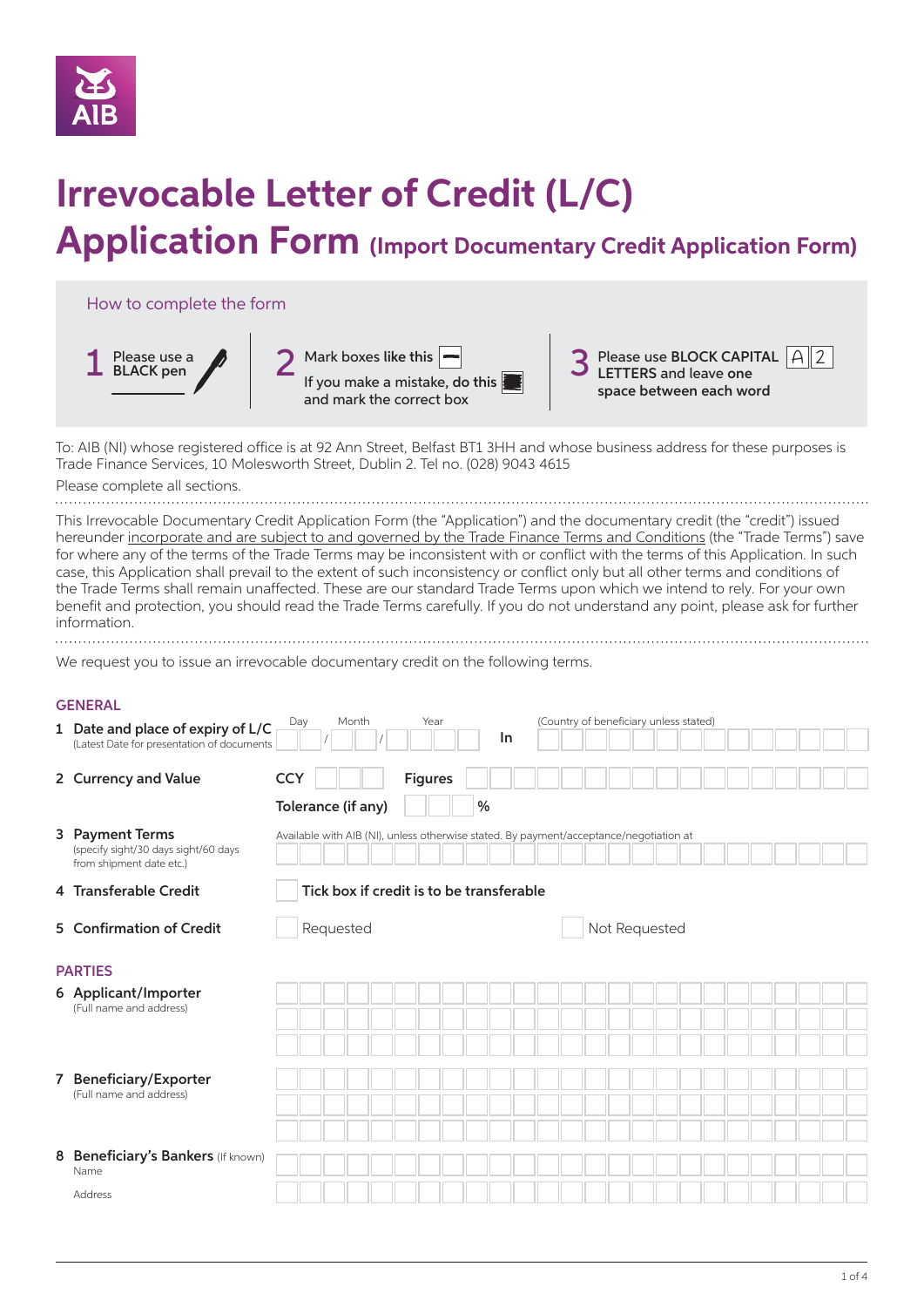# Irrevocable Letter of Credit (L/C) Application Form (Import Documentary Credit Application Form)

## How to complete the form

1. Please use a BLACK pen
2. Mark boxes like this. If you make a mistake, do this and mark the correct box
3. Please use BLOCK CAPITAL LETTERS and leave one space between each word

To: AIB (NI) whose registered office is at 92 Ann Street, Belfast BT1 3HH and whose business address for these purposes is Trade Finance Services, 10 Molesworth Street, Dublin 2. Tel no. (028) 9043 4615

Please complete all sections.

This Irrevocable Documentary Credit Application Form (the "Application") and the documentary credit (the "credit") issued hereunder incorporate and are subject to and governed by the Trade Finance Terms and Conditions (the "Trade Terms") save for where any of the terms of the Trade Terms may be inconsistent with or conflict with the terms of this Application. In such case, this Application shall prevail to the extent of such inconsistency or conflict only but all other terms and conditions of the Trade Terms shall remain unaffected. These are our standard Trade Terms upon which we intend to rely. For your own benefit and protection, you should read the Trade Terms carefully. If you do not understand any point, please ask for further information.

We request you to issue an irrevocable documentary credit on the following terms.

### GENERAL

**1 Date and place of expiry of L/C** (Latest Date for presentation of documents)
Day ___ / Month ___ / Year ___ In ___ (Country of beneficiary unless stated)

**2 Currency and Value**
CCY ___ Figures ___
Tolerance (if any) ___ %

**3 Payment Terms** (specify sight/30 days sight/60 days from shipment date etc.)
Available with AIB (NI), unless otherwise stated. By payment/acceptance/negotiation at ___

**4 Transferable Credit**
☐ Tick box if credit is to be transferable

**5 Confirmation of Credit**
☐ Requested ☐ Not Requested

### PARTIES

**6 Applicant/Importer** (Full name and address)
___

**7 Beneficiary/Exporter** (Full name and address)
___

**8 Beneficiary's Bankers** (If known)
Name ___
Address ___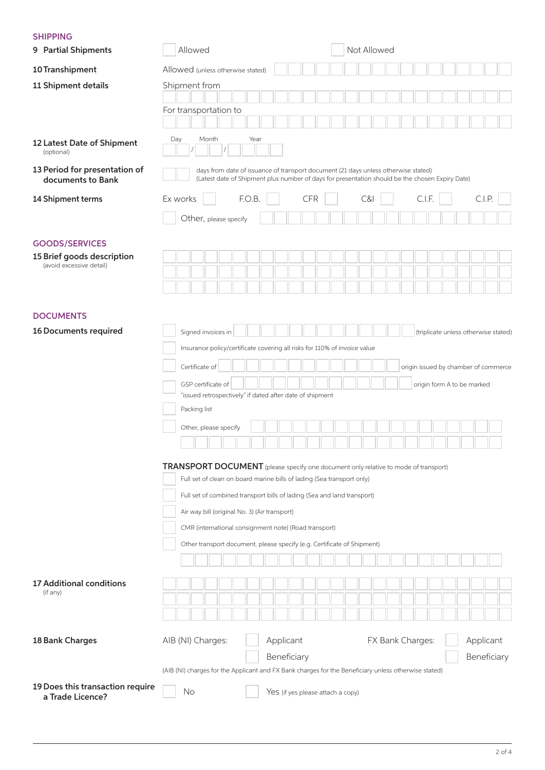## SHIPPING

**9 Partial Shipments** ☐ Allowed ☐ Not Allowed

**10 Transhipment** Allowed (unless otherwise stated)

**11 Shipment details**

Shipment from

For transportation to

**12 Latest Date of Shipment** (optional)

Day / Month / Year

**13 Period for presentation of documents to Bank**

days from date of issuance of transport document (21 days unless otherwise stated)
(Latest date of Shipment plus number of days for presentation should be the chosen Expiry Date)

**14 Shipment terms**

Ex works ☐ F.O.B. ☐ CFR ☐ C&I ☐ C.I.F. ☐ C.I.P. ☐

☐ Other, please specify

## GOODS/SERVICES

**15 Brief goods description** (avoid excessive detail)

## DOCUMENTS

**16 Documents required**

☐ Signed invoices in (triplicate unless otherwise stated)

☐ Insurance policy/certificate covering all risks for 110% of invoice value

☐ Certificate of origin issued by chamber of commerce

☐ GSP certificate of origin form A to be marked "issued retrospectively" if dated after date of shipment

☐ Packing list

☐ Other, please specify

**TRANSPORT DOCUMENT** (please specify one document only relative to mode of transport)

☐ Full set of clean on board marine bills of lading (Sea transport only)

☐ Full set of combined transport bills of lading (Sea and land transport)

☐ Air way bill (original No. 3) (Air transport)

☐ CMR (international consignment note) (Road transport)

☐ Other transport document, please specify (e.g. Certificate of Shipment)

**17 Additional conditions** (if any)

**18 Bank Charges**

AIB (NI) Charges: ☐ Applicant ☐ Beneficiary

FX Bank Charges: ☐ Applicant ☐ Beneficiary

(AIB (NI) charges for the Applicant and FX Bank charges for the Beneficiary unless otherwise stated)

**19 Does this transaction require a Trade Licence?**

☐ No ☐ Yes (if yes please attach a copy)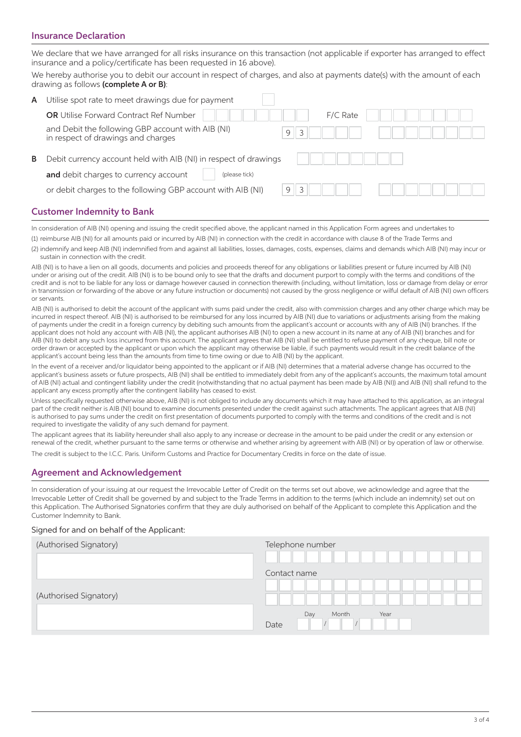## Insurance Declaration

We declare that we have arranged for all risks insurance on this transaction (not applicable if exporter has arranged to effect insurance and a policy/certificate has been requested in 16 above).

We hereby authorise you to debit our account in respect of charges, and also at payments date(s) with the amount of each drawing as follows **(complete A or B)**:

**A** Utilise spot rate to meet drawings due for payment ☐

**OR** Utilise Forward Contract Ref Number \_\_\_\_\_\_\_\_ F/C Rate \_\_\_\_\_\_\_\_

and Debit the following GBP account with AIB (NI) in respect of drawings and charges 9 3 \_\_\_\_ \_\_\_\_\_\_\_\_

**B** Debit currency account held with AIB (NI) in respect of drawings \_\_\_\_\_\_\_\_

**and** debit charges to currency account ☐ (please tick)

or debit charges to the following GBP account with AIB (NI) 9 3 \_\_\_\_ \_\_\_\_\_\_\_\_

## Customer Indemnity to Bank

In consideration of AIB (NI) opening and issuing the credit specified above, the applicant named in this Application Form agrees and undertakes to

(1) reimburse AIB (NI) for all amounts paid or incurred by AIB (NI) in connection with the credit in accordance with clause 8 of the Trade Terms and

(2) indemnify and keep AIB (NI) indemnified from and against all liabilities, losses, damages, costs, expenses, claims and demands which AIB (NI) may incur or sustain in connection with the credit.

AIB (NI) is to have a lien on all goods, documents and policies and proceeds thereof for any obligations or liabilities present or future incurred by AIB (NI) under or arising out of the credit. AIB (NI) is to be bound only to see that the drafts and document purport to comply with the terms and conditions of the credit and is not to be liable for any loss or damage however caused in connection therewith (including, without limitation, loss or damage from delay or error in transmission or forwarding of the above or any future instruction or documents) not caused by the gross negligence or wilful default of AIB (NI) own officers or servants.

AIB (NI) is authorised to debit the account of the applicant with sums paid under the credit, also with commission charges and any other charge which may be incurred in respect thereof. AIB (NI) is authorised to be reimbursed for any loss incurred by AIB (NI) due to variations or adjustments arising from the making of payments under the credit in a foreign currency by debiting such amounts from the applicant's account or accounts with any of AIB (NI) branches. If the applicant does not hold any account with AIB (NI), the applicant authorises AIB (NI) to open a new account in its name at any of AIB (NI) branches and for AIB (NI) to debit any such loss incurred from this account. The applicant agrees that AIB (NI) shall be entitled to refuse payment of any cheque, bill note or order drawn or accepted by the applicant or upon which the applicant may otherwise be liable, if such payments would result in the credit balance of the applicant's account being less than the amounts from time to time owing or due to AIB (NI) by the applicant.

In the event of a receiver and/or liquidator being appointed to the applicant or if AIB (NI) determines that a material adverse change has occurred to the applicant's business assets or future prospects, AIB (NI) shall be entitled to immediately debit from any of the applicant's accounts, the maximum total amount of AIB (NI) actual and contingent liability under the credit (notwithstanding that no actual payment has been made by AIB (NI)) and AIB (NI) shall refund to the applicant any excess promptly after the contingent liability has ceased to exist.

Unless specifically requested otherwise above, AIB (NI) is not obliged to include any documents which it may have attached to this application, as an integral part of the credit neither is AIB (NI) bound to examine documents presented under the credit against such attachments. The applicant agrees that AIB (NI) is authorised to pay sums under the credit on first presentation of documents purported to comply with the terms and conditions of the credit and is not required to investigate the validity of any such demand for payment.

The applicant agrees that its liability hereunder shall also apply to any increase or decrease in the amount to be paid under the credit or any extension or renewal of the credit, whether pursuant to the same terms or otherwise and whether arising by agreement with AIB (NI) or by operation of law or otherwise.

The credit is subject to the I.C.C. Paris. Uniform Customs and Practice for Documentary Credits in force on the date of issue.

## Agreement and Acknowledgement

In consideration of your issuing at our request the Irrevocable Letter of Credit on the terms set out above, we acknowledge and agree that the Irrevocable Letter of Credit shall be governed by and subject to the Trade Terms in addition to the terms (which include an indemnity) set out on this Application. The Authorised Signatories confirm that they are duly authorised on behalf of the Applicant to complete this Application and the Customer Indemnity to Bank.

Signed for and on behalf of the Applicant:

| | |
|---|---|
| (Authorised Signatory) | Telephone number |
| | Contact name |
| (Authorised Signatory) | |
| | Date Day / Month / Year |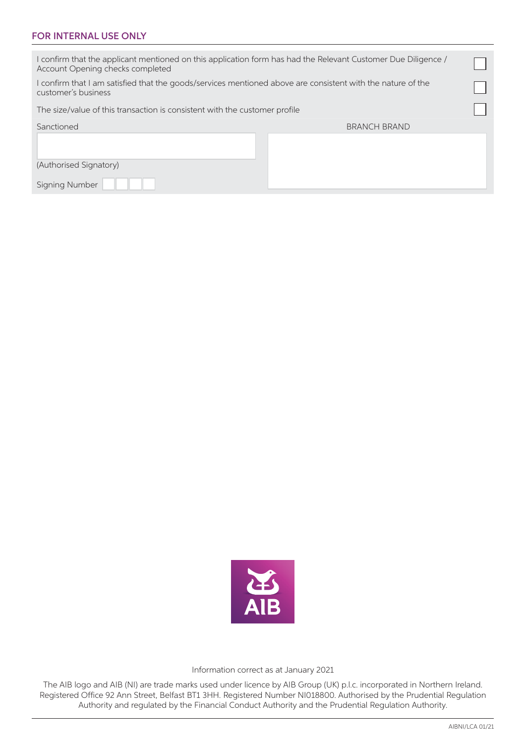## FOR INTERNAL USE ONLY

| | |
|---|---|
| I confirm that the applicant mentioned on this application form has had the Relevant Customer Due Diligence / Account Opening checks completed | ☐ |
| I confirm that I am satisfied that the goods/services mentioned above are consistent with the nature of the customer's business | ☐ |
| The size/value of this transaction is consistent with the customer profile | ☐ |

| | |
|---|---|
| Sanctioned | BRANCH BRAND |
| (Authorised Signatory) | |
| Signing Number | |

AIB

Information correct as at January 2021

The AIB logo and AIB (NI) are trade marks used under licence by AIB Group (UK) p.l.c. incorporated in Northern Ireland. Registered Office 92 Ann Street, Belfast BT1 3HH. Registered Number NI018800. Authorised by the Prudential Regulation Authority and regulated by the Financial Conduct Authority and the Prudential Regulation Authority.

AIBNI/LCA 01/21